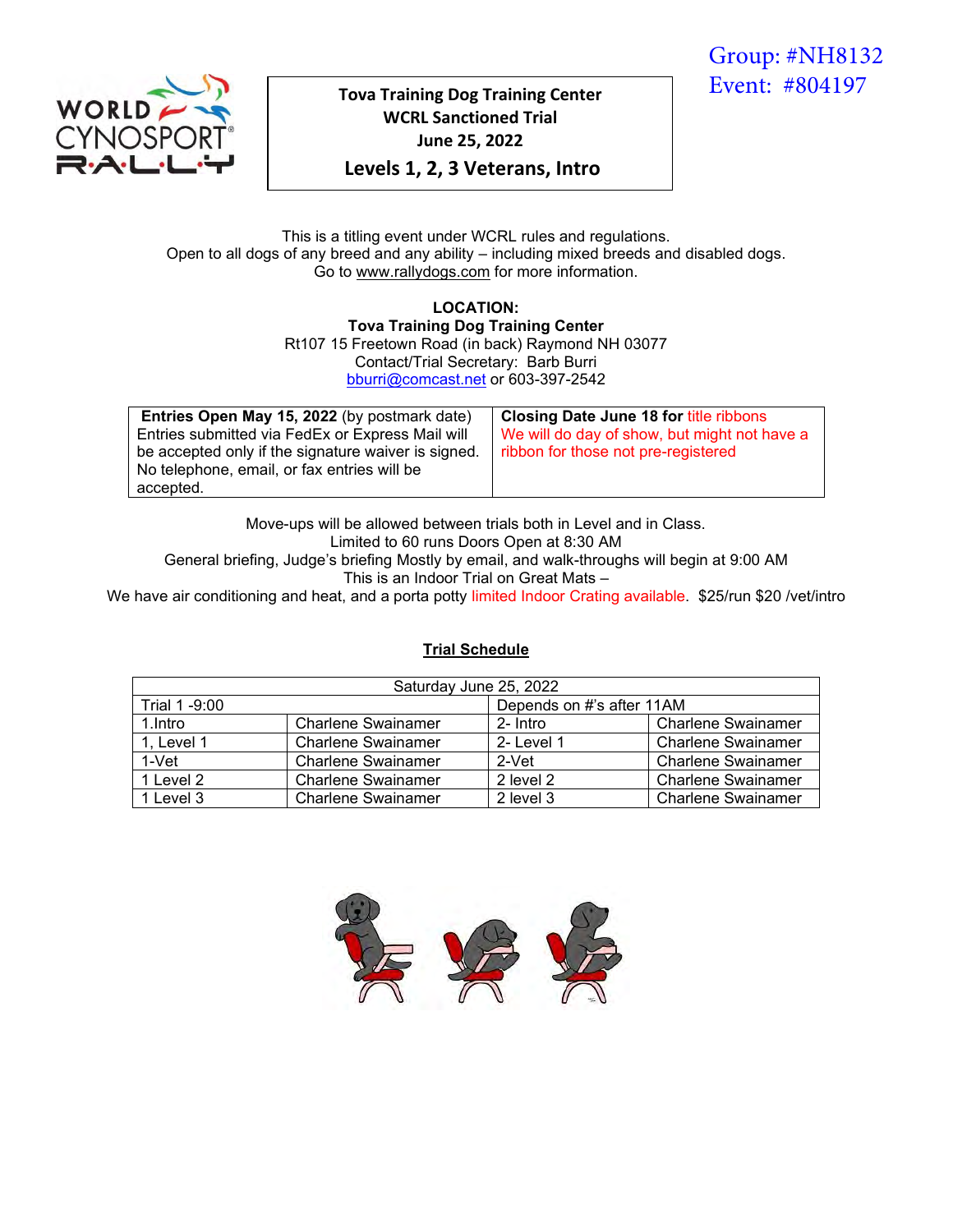Group: #NH8132
Event: #804197

**Tova Training Dog Training Center**
**WCRL Sanctioned Trial**
**June 25, 2022**
**Levels 1, 2, 3 Veterans, Intro**

This is a titling event under WCRL rules and regulations.
Open to all dogs of any breed and any ability – including mixed breeds and disabled dogs.
Go to www.rallydogs.com for more information.

**LOCATION:**
**Tova Training Dog Training Center**
Rt107 15 Freetown Road (in back) Raymond NH 03077
Contact/Trial Secretary: Barb Burri
bburri@comcast.net or 603-397-2542

| **Entries Open May 15, 2022** (by postmark date) Entries submitted via FedEx or Express Mail will be accepted only if the signature waiver is signed. No telephone, email, or fax entries will be accepted. | **Closing Date June 18 for** title ribbons We will do day of show, but might not have a ribbon for those not pre-registered |
|---|---|

Move-ups will be allowed between trials both in Level and in Class.
Limited to 60 runs Doors Open at 8:30 AM
General briefing, Judge's briefing Mostly by email, and walk-throughs will begin at 9:00 AM
This is an Indoor Trial on Great Mats –
We have air conditioning and heat, and a porta potty limited Indoor Crating available. $25/run $20 /vet/intro

**Trial Schedule**

| Saturday June 25, 2022 | | | |
|---|---|---|---|
| Trial 1 -9:00 | | Depends on #'s after 11AM | |
| 1.Intro | Charlene Swainamer | 2- Intro | Charlene Swainamer |
| 1, Level 1 | Charlene Swainamer | 2- Level 1 | Charlene Swainamer |
| 1-Vet | Charlene Swainamer | 2-Vet | Charlene Swainamer |
| 1 Level 2 | Charlene Swainamer | 2 level 2 | Charlene Swainamer |
| 1 Level 3 | Charlene Swainamer | 2 level 3 | Charlene Swainamer |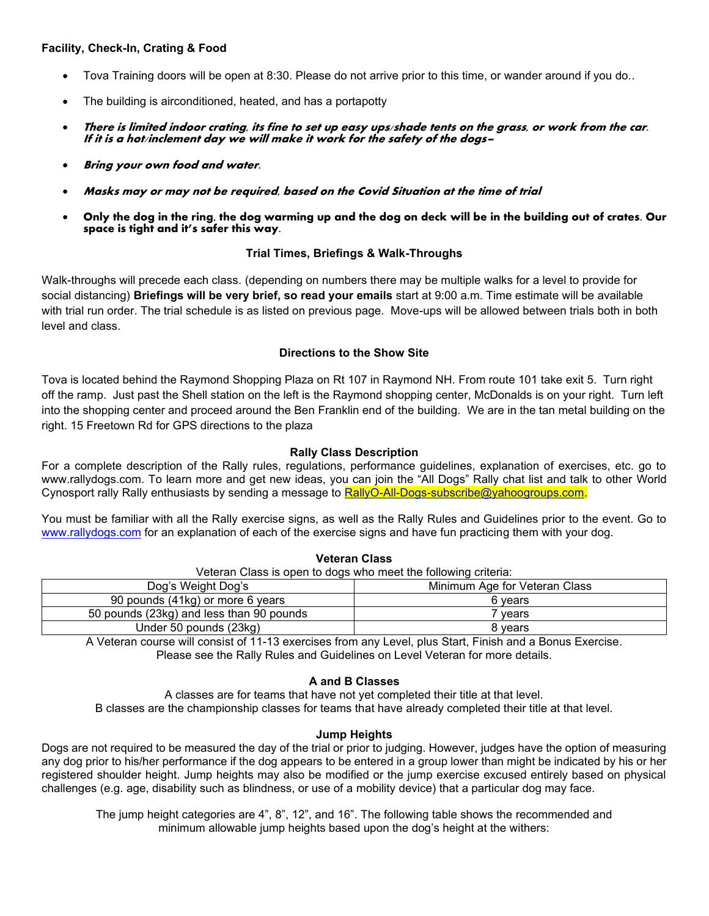**Facility, Check-In, Crating & Food**

- Tova Training doors will be open at 8:30. Please do not arrive prior to this time, or wander around if you do..
- The building is airconditioned, heated, and has a portapotty
- ***There is limited indoor crating, its fine to set up easy ups/shade tents on the grass, or work from the car. If it is a hot/inclement day we will make it work for the safety of the dogs–***
- ***Bring your own food and water.***
- ***Masks may or may not be required, based on the Covid Situation at the time of trial***
- **Only the dog in the ring, the dog warming up and the dog on deck will be in the building out of crates. Our space is tight and it's safer this way.**

### Trial Times, Briefings & Walk-Throughs

Walk-throughs will precede each class. (depending on numbers there may be multiple walks for a level to provide for social distancing) **Briefings will be very brief, so read your emails** start at 9:00 a.m. Time estimate will be available with trial run order. The trial schedule is as listed on previous page. Move-ups will be allowed between trials both in both level and class.

### Directions to the Show Site

Tova is located behind the Raymond Shopping Plaza on Rt 107 in Raymond NH. From route 101 take exit 5. Turn right off the ramp. Just past the Shell station on the left is the Raymond shopping center, McDonalds is on your right. Turn left into the shopping center and proceed around the Ben Franklin end of the building. We are in the tan metal building on the right. 15 Freetown Rd for GPS directions to the plaza

### Rally Class Description

For a complete description of the Rally rules, regulations, performance guidelines, explanation of exercises, etc. go to www.rallydogs.com. To learn more and get new ideas, you can join the "All Dogs" Rally chat list and talk to other World Cynosport rally Rally enthusiasts by sending a message to RallyO-All-Dogs-subscribe@yahoogroups.com.

You must be familiar with all the Rally exercise signs, as well as the Rally Rules and Guidelines prior to the event. Go to www.rallydogs.com for an explanation of each of the exercise signs and have fun practicing them with your dog.

### Veteran Class

Veteran Class is open to dogs who meet the following criteria:

| Dog's Weight Dog's | Minimum Age for Veteran Class |
|---|---|
| 90 pounds (41kg) or more 6 years | 6 years |
| 50 pounds (23kg) and less than 90 pounds | 7 years |
| Under 50 pounds (23kg) | 8 years |

A Veteran course will consist of 11-13 exercises from any Level, plus Start, Finish and a Bonus Exercise. Please see the Rally Rules and Guidelines on Level Veteran for more details.

### A and B Classes

A classes are for teams that have not yet completed their title at that level.
B classes are the championship classes for teams that have already completed their title at that level.

### Jump Heights

Dogs are not required to be measured the day of the trial or prior to judging. However, judges have the option of measuring any dog prior to his/her performance if the dog appears to be entered in a group lower than might be indicated by his or her registered shoulder height. Jump heights may also be modified or the jump exercise excused entirely based on physical challenges (e.g. age, disability such as blindness, or use of a mobility device) that a particular dog may face.

The jump height categories are 4", 8", 12", and 16". The following table shows the recommended and minimum allowable jump heights based upon the dog's height at the withers: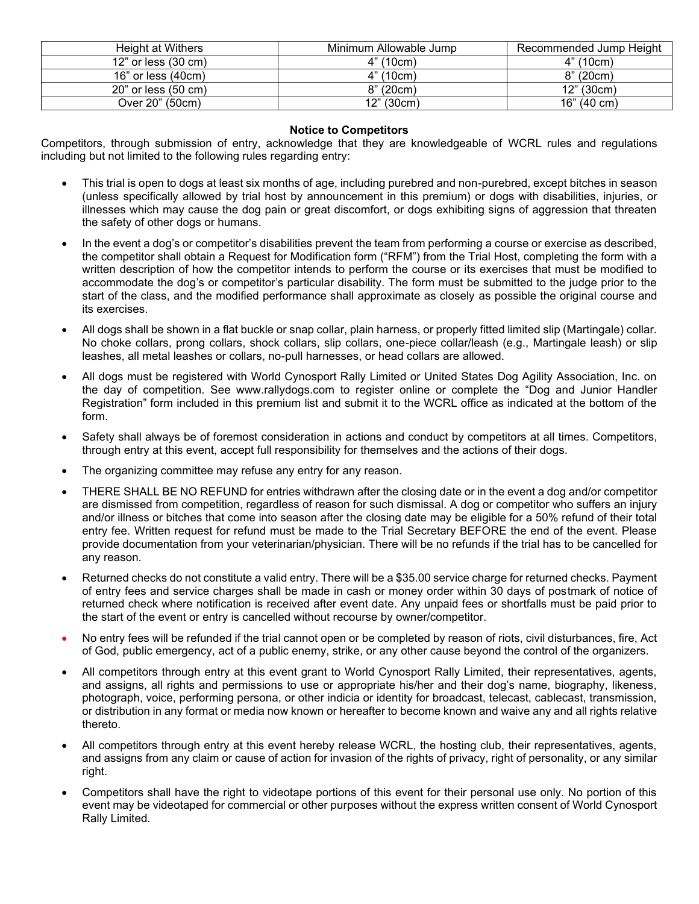| Height at Withers | Minimum Allowable Jump | Recommended Jump Height |
| --- | --- | --- |
| 12” or less (30 cm) | 4” (10cm) | 4” (10cm) |
| 16” or less (40cm) | 4” (10cm) | 8” (20cm) |
| 20” or less (50 cm) | 8” (20cm) | 12” (30cm) |
| Over 20” (50cm) | 12” (30cm) | 16” (40 cm) |

**Notice to Competitors**

Competitors, through submission of entry, acknowledge that they are knowledgeable of WCRL rules and regulations including but not limited to the following rules regarding entry:

- This trial is open to dogs at least six months of age, including purebred and non-purebred, except bitches in season (unless specifically allowed by trial host by announcement in this premium) or dogs with disabilities, injuries, or illnesses which may cause the dog pain or great discomfort, or dogs exhibiting signs of aggression that threaten the safety of other dogs or humans.
- In the event a dog’s or competitor’s disabilities prevent the team from performing a course or exercise as described, the competitor shall obtain a Request for Modification form (“RFM”) from the Trial Host, completing the form with a written description of how the competitor intends to perform the course or its exercises that must be modified to accommodate the dog’s or competitor’s particular disability. The form must be submitted to the judge prior to the start of the class, and the modified performance shall approximate as closely as possible the original course and its exercises.
- All dogs shall be shown in a flat buckle or snap collar, plain harness, or properly fitted limited slip (Martingale) collar. No choke collars, prong collars, shock collars, slip collars, one-piece collar/leash (e.g., Martingale leash) or slip leashes, all metal leashes or collars, no-pull harnesses, or head collars are allowed.
- All dogs must be registered with World Cynosport Rally Limited or United States Dog Agility Association, Inc. on the day of competition. See www.rallydogs.com to register online or complete the “Dog and Junior Handler Registration” form included in this premium list and submit it to the WCRL office as indicated at the bottom of the form.
- Safety shall always be of foremost consideration in actions and conduct by competitors at all times. Competitors, through entry at this event, accept full responsibility for themselves and the actions of their dogs.
- The organizing committee may refuse any entry for any reason.
- THERE SHALL BE NO REFUND for entries withdrawn after the closing date or in the event a dog and/or competitor are dismissed from competition, regardless of reason for such dismissal. A dog or competitor who suffers an injury and/or illness or bitches that come into season after the closing date may be eligible for a 50% refund of their total entry fee. Written request for refund must be made to the Trial Secretary BEFORE the end of the event. Please provide documentation from your veterinarian/physician. There will be no refunds if the trial has to be cancelled for any reason.
- Returned checks do not constitute a valid entry. There will be a $35.00 service charge for returned checks. Payment of entry fees and service charges shall be made in cash or money order within 30 days of postmark of notice of returned check where notification is received after event date. Any unpaid fees or shortfalls must be paid prior to the start of the event or entry is cancelled without recourse by owner/competitor.
- No entry fees will be refunded if the trial cannot open or be completed by reason of riots, civil disturbances, fire, Act of God, public emergency, act of a public enemy, strike, or any other cause beyond the control of the organizers.
- All competitors through entry at this event grant to World Cynosport Rally Limited, their representatives, agents, and assigns, all rights and permissions to use or appropriate his/her and their dog’s name, biography, likeness, photograph, voice, performing persona, or other indicia or identity for broadcast, telecast, cablecast, transmission, or distribution in any format or media now known or hereafter to become known and waive any and all rights relative thereto.
- All competitors through entry at this event hereby release WCRL, the hosting club, their representatives, agents, and assigns from any claim or cause of action for invasion of the rights of privacy, right of personality, or any similar right.
- Competitors shall have the right to videotape portions of this event for their personal use only. No portion of this event may be videotaped for commercial or other purposes without the express written consent of World Cynosport Rally Limited.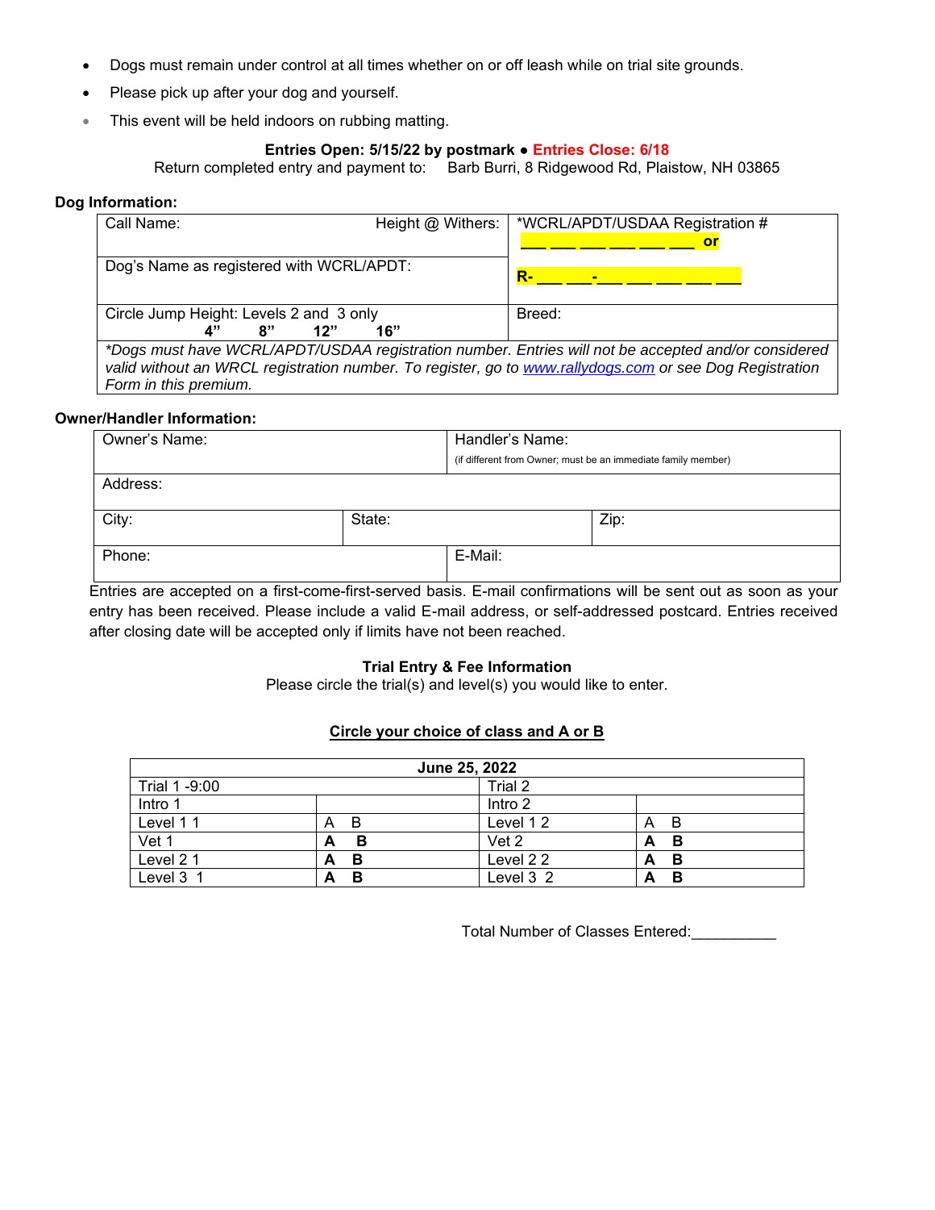- Dogs must remain under control at all times whether on or off leash while on trial site grounds.
- Please pick up after your dog and yourself.
- This event will be held indoors on rubbing matting.

**Entries Open: 5/15/22 by postmark ● Entries Close: 6/18**

Return completed entry and payment to: Barb Burri, 8 Ridgewood Rd, Plaistow, NH 03865

**Dog Information:**

| Call Name: Height @ Withers: | *WCRL/APDT/USDAA Registration # ___ ___ ___ ___ ___ ___ **or** |
|---|---|
| Dog's Name as registered with WCRL/APDT: | **R-** ___ ___**-**___ ___ ___ ___ ___ |
| Circle Jump Height: Levels 2 and 3 only **4" 8" 12" 16"** | Breed: |
| *\*Dogs must have WCRL/APDT/USDAA registration number. Entries will not be accepted and/or considered valid without an WRCL registration number. To register, go to www.rallydogs.com or see Dog Registration Form in this premium.* | |

**Owner/Handler Information:**

| Owner's Name: | | Handler's Name: (if different from Owner; must be an immediate family member) |
|---|---|---|
| Address: | | |
| City: | State: | Zip: |
| Phone: | E-Mail: | |

Entries are accepted on a first-come-first-served basis. E-mail confirmations will be sent out as soon as your entry has been received. Please include a valid E-mail address, or self-addressed postcard. Entries received after closing date will be accepted only if limits have not been reached.

**Trial Entry & Fee Information**

Please circle the trial(s) and level(s) you would like to enter.

**Circle your choice of class and A or B**

| June 25, 2022 | | | |
|---|---|---|---|
| Trial 1 -9:00 | | Trial 2 | |
| Intro 1 | | Intro 2 | |
| Level 1 1 | A B | Level 1 2 | A B |
| Vet 1 | **A B** | Vet 2 | **A B** |
| Level 2 1 | **A B** | Level 2 2 | **A B** |
| Level 3 1 | **A B** | Level 3 2 | **A B** |

Total Number of Classes Entered:__________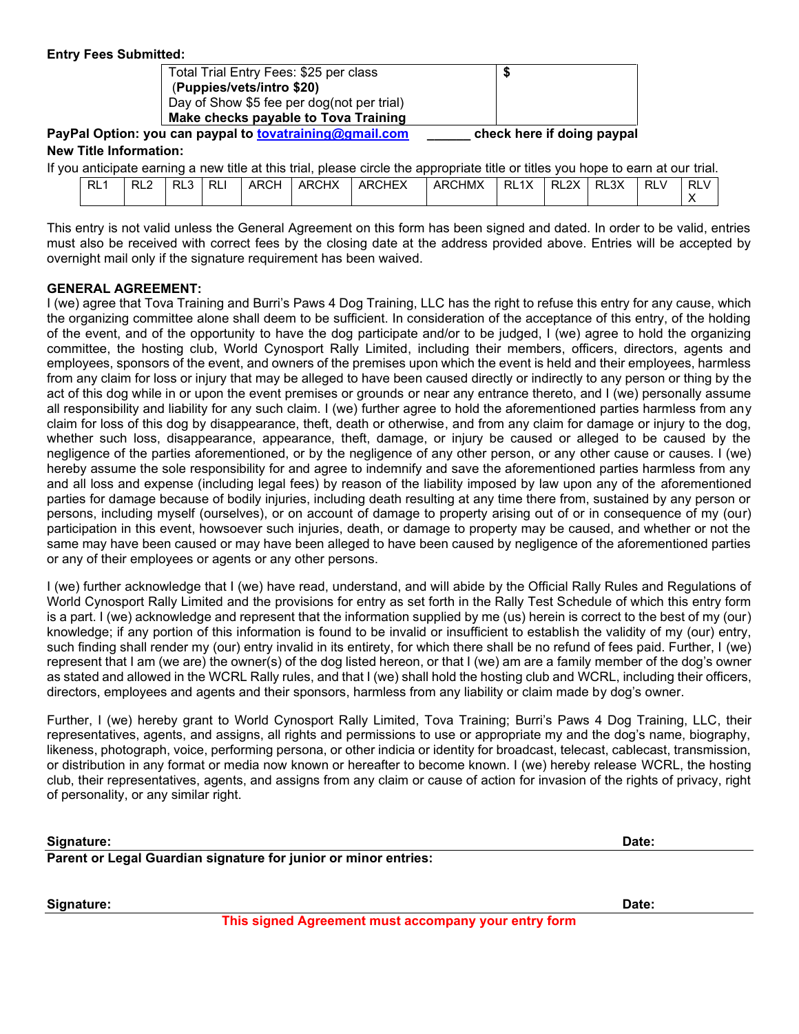**Entry Fees Submitted:**

| Total Trial Entry Fees: $25 per class<br>(**Puppies/vets/intro $20)**<br>Day of Show $5 fee per dog(not per trial)<br>**Make checks payable to Tova Training** | $ |
|---|---|

**PayPal Option: you can paypal to tovatraining@gmail.com \_\_\_\_\_\_ check here if doing paypal**

**New Title Information:**

If you anticipate earning a new title at this trial, please circle the appropriate title or titles you hope to earn at our trial.

| RL1 | RL2 | RL3 | RLI | ARCH | ARCHX | ARCHEX | ARCHMX | RL1X | RL2X | RL3X | RLV | RLVX |
|---|---|---|---|---|---|---|---|---|---|---|---|---|

This entry is not valid unless the General Agreement on this form has been signed and dated. In order to be valid, entries must also be received with correct fees by the closing date at the address provided above. Entries will be accepted by overnight mail only if the signature requirement has been waived.

**GENERAL AGREEMENT:**

I (we) agree that Tova Training and Burri's Paws 4 Dog Training, LLC has the right to refuse this entry for any cause, which the organizing committee alone shall deem to be sufficient. In consideration of the acceptance of this entry, of the holding of the event, and of the opportunity to have the dog participate and/or to be judged, I (we) agree to hold the organizing committee, the hosting club, World Cynosport Rally Limited, including their members, officers, directors, agents and employees, sponsors of the event, and owners of the premises upon which the event is held and their employees, harmless from any claim for loss or injury that may be alleged to have been caused directly or indirectly to any person or thing by the act of this dog while in or upon the event premises or grounds or near any entrance thereto, and I (we) personally assume all responsibility and liability for any such claim. I (we) further agree to hold the aforementioned parties harmless from any claim for loss of this dog by disappearance, theft, death or otherwise, and from any claim for damage or injury to the dog, whether such loss, disappearance, appearance, theft, damage, or injury be caused or alleged to be caused by the negligence of the parties aforementioned, or by the negligence of any other person, or any other cause or causes. I (we) hereby assume the sole responsibility for and agree to indemnify and save the aforementioned parties harmless from any and all loss and expense (including legal fees) by reason of the liability imposed by law upon any of the aforementioned parties for damage because of bodily injuries, including death resulting at any time there from, sustained by any person or persons, including myself (ourselves), or on account of damage to property arising out of or in consequence of my (our) participation in this event, howsoever such injuries, death, or damage to property may be caused, and whether or not the same may have been caused or may have been alleged to have been caused by negligence of the aforementioned parties or any of their employees or agents or any other persons.

I (we) further acknowledge that I (we) have read, understand, and will abide by the Official Rally Rules and Regulations of World Cynosport Rally Limited and the provisions for entry as set forth in the Rally Test Schedule of which this entry form is a part. I (we) acknowledge and represent that the information supplied by me (us) herein is correct to the best of my (our) knowledge; if any portion of this information is found to be invalid or insufficient to establish the validity of my (our) entry, such finding shall render my (our) entry invalid in its entirety, for which there shall be no refund of fees paid. Further, I (we) represent that I am (we are) the owner(s) of the dog listed hereon, or that I (we) am are a family member of the dog's owner as stated and allowed in the WCRL Rally rules, and that I (we) shall hold the hosting club and WCRL, including their officers, directors, employees and agents and their sponsors, harmless from any liability or claim made by dog's owner.

Further, I (we) hereby grant to World Cynosport Rally Limited, Tova Training; Burri's Paws 4 Dog Training, LLC, their representatives, agents, and assigns, all rights and permissions to use or appropriate my and the dog's name, biography, likeness, photograph, voice, performing persona, or other indicia or identity for broadcast, telecast, cablecast, transmission, or distribution in any format or media now known or hereafter to become known. I (we) hereby release WCRL, the hosting club, their representatives, agents, and assigns from any claim or cause of action for invasion of the rights of privacy, right of personality, or any similar right.

**Signature:** **Date:**

**Parent or Legal Guardian signature for junior or minor entries:**

**Signature:** **Date:**

**This signed Agreement must accompany your entry form**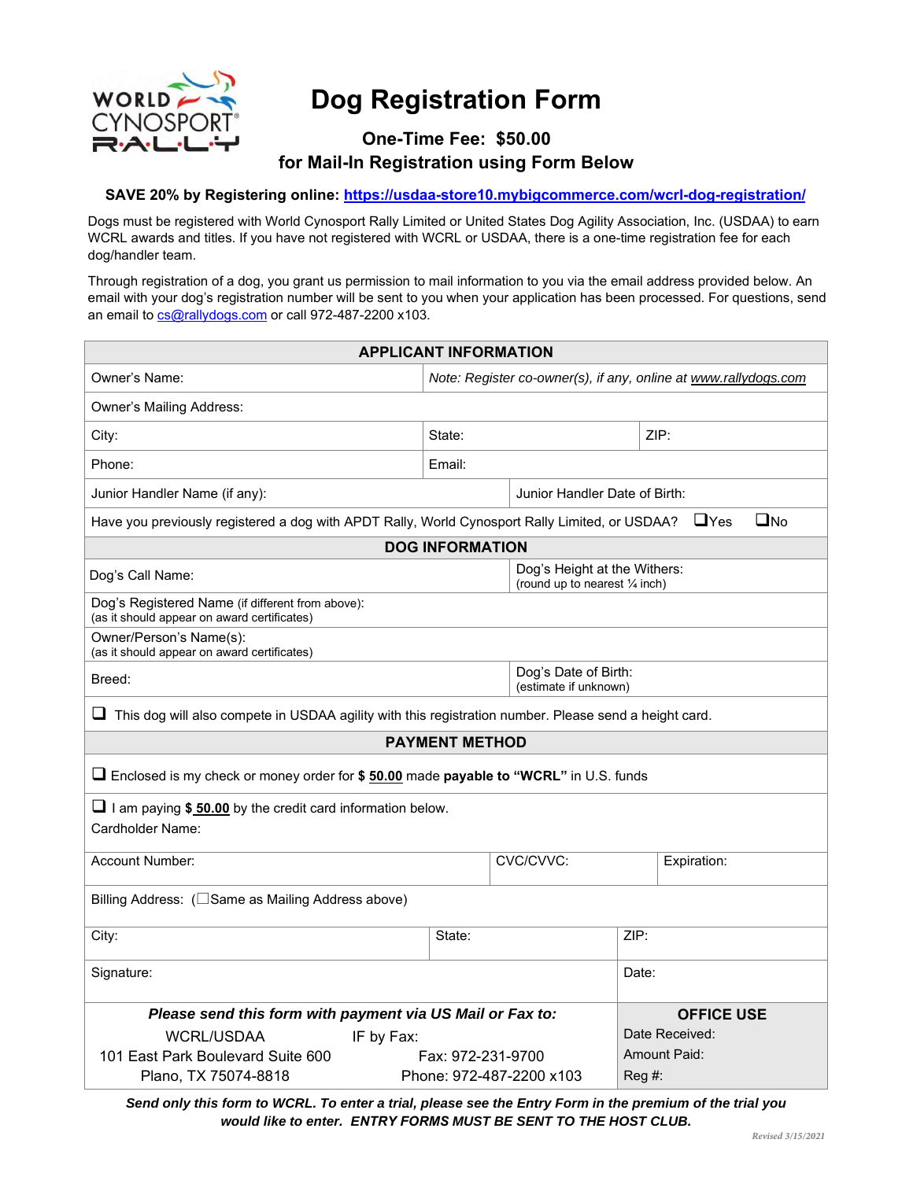# Dog Registration Form

**One-Time Fee: $50.00**
**for Mail-In Registration using Form Below**

**SAVE 20% by Registering online: https://usdaa-store10.mybigcommerce.com/wcrl-dog-registration/**

Dogs must be registered with World Cynosport Rally Limited or United States Dog Agility Association, Inc. (USDAA) to earn WCRL awards and titles. If you have not registered with WCRL or USDAA, there is a one-time registration fee for each dog/handler team.

Through registration of a dog, you grant us permission to mail information to you via the email address provided below. An email with your dog's registration number will be sent to you when your application has been processed. For questions, send an email to cs@rallydogs.com or call 972-487-2200 x103.

| **APPLICANT INFORMATION** | | |
|---|---|---|
| Owner's Name: | *Note: Register co-owner(s), if any, online at www.rallydogs.com* | |
| Owner's Mailing Address: | | |
| City: | State: | ZIP: |
| Phone: | Email: | |
| Junior Handler Name (if any): | Junior Handler Date of Birth: | |
| Have you previously registered a dog with APDT Rally, World Cynosport Rally Limited, or USDAA? ❑Yes ❑No | | |

| **DOG INFORMATION** | |
|---|---|
| Dog's Call Name: | Dog's Height at the Withers: (round up to nearest ¼ inch) |
| Dog's Registered Name (if different from above): (as it should appear on award certificates) | |
| Owner/Person's Name(s): (as it should appear on award certificates) | |
| Breed: | Dog's Date of Birth: (estimate if unknown) |
| ❑ This dog will also compete in USDAA agility with this registration number. Please send a height card. | |

| **PAYMENT METHOD** | | |
|---|---|---|
| ❑ Enclosed is my check or money order for **$ 50.00** made **payable to "WCRL"** in U.S. funds | | |
| ❑ I am paying **$ 50.00** by the credit card information below. Cardholder Name: | | |
| Account Number: | CVC/CVVC: | Expiration: |
| Billing Address: (☐Same as Mailing Address above) | | |
| City: | State: | ZIP: |
| Signature: | | Date: |

***Please send this form with payment via US Mail or Fax to:***

WCRL/USDAA
101 East Park Boulevard Suite 600
Plano, TX 75074-8818

IF by Fax:
Fax: 972-231-9700
Phone: 972-487-2200 x103

**OFFICE USE**
Date Received:
Amount Paid:
Reg #:

***Send only this form to WCRL. To enter a trial, please see the Entry Form in the premium of the trial you would like to enter. ENTRY FORMS MUST BE SENT TO THE HOST CLUB.***

*Revised 3/15/2021*